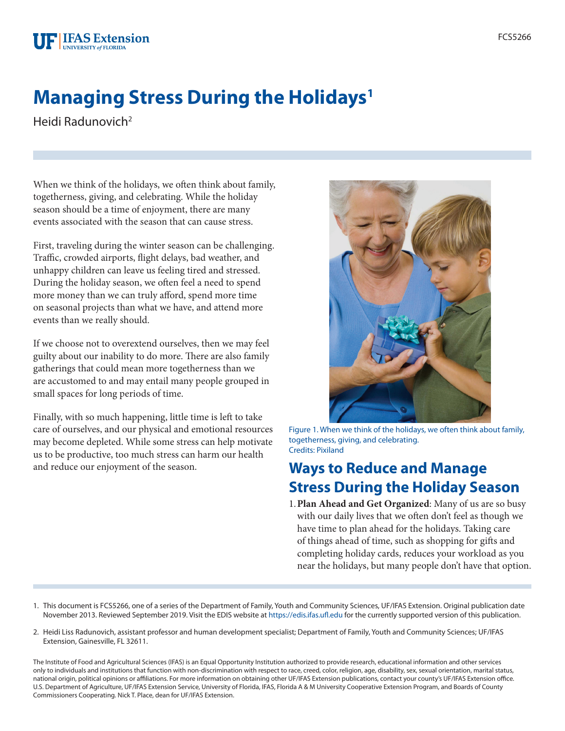# Managing Stress During the Holidays[1]

Heidi Radunovich[2]

When we think of the holidays, we often think about family, togetherness, giving, and celebrating. While the holiday season should be a time of enjoyment, there are many events associated with the season that can cause stress.

First, traveling during the winter season can be challenging. Traffic, crowded airports, flight delays, bad weather, and unhappy children can leave us feeling tired and stressed. During the holiday season, we often feel a need to spend more money than we can truly afford, spend more time on seasonal projects than what we have, and attend more events than we really should.

If we choose not to overextend ourselves, then we may feel guilty about our inability to do more. There are also family gatherings that could mean more togetherness than we are accustomed to and may entail many people grouped in small spaces for long periods of time.

Finally, with so much happening, little time is left to take care of ourselves, and our physical and emotional resources may become depleted. While some stress can help motivate us to be productive, too much stress can harm our health and reduce our enjoyment of the season.

Figure 1. When we think of the holidays, we often think about family, togetherness, giving, and celebrating.
Credits: Pixiland

## Ways to Reduce and Manage Stress During the Holiday Season

1. **Plan Ahead and Get Organized**: Many of us are so busy with our daily lives that we often don't feel as though we have time to plan ahead for the holidays. Taking care of things ahead of time, such as shopping for gifts and completing holiday cards, reduces your workload as you near the holidays, but many people don't have that option.

---

1. This document is FCS5266, one of a series of the Department of Family, Youth and Community Sciences, UF/IFAS Extension. Original publication date November 2013. Reviewed September 2019. Visit the EDIS website at https://edis.ifas.ufl.edu for the currently supported version of this publication.

2. Heidi Liss Radunovich, assistant professor and human development specialist; Department of Family, Youth and Community Sciences; UF/IFAS Extension, Gainesville, FL 32611.

The Institute of Food and Agricultural Sciences (IFAS) is an Equal Opportunity Institution authorized to provide research, educational information and other services only to individuals and institutions that function with non-discrimination with respect to race, creed, color, religion, age, disability, sex, sexual orientation, marital status, national origin, political opinions or affiliations. For more information on obtaining other UF/IFAS Extension publications, contact your county's UF/IFAS Extension office. U.S. Department of Agriculture, UF/IFAS Extension Service, University of Florida, IFAS, Florida A & M University Cooperative Extension Program, and Boards of County Commissioners Cooperating. Nick T. Place, dean for UF/IFAS Extension.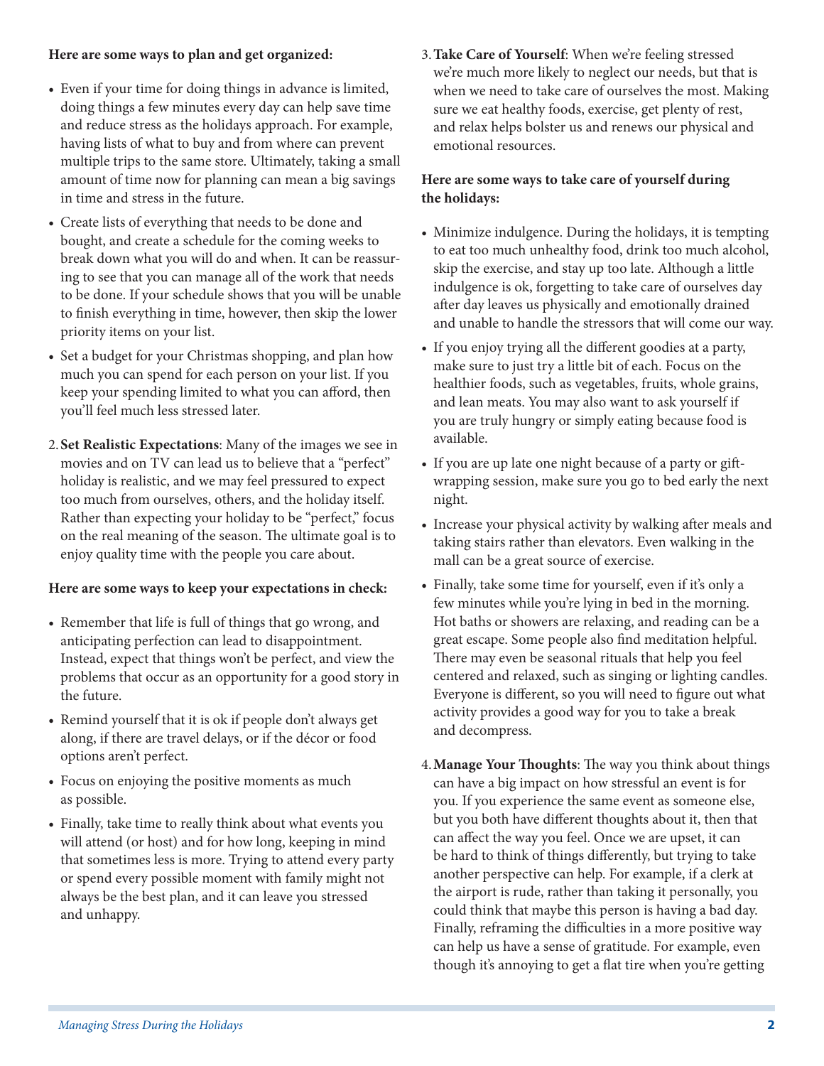**Here are some ways to plan and get organized:**

- Even if your time for doing things in advance is limited, doing things a few minutes every day can help save time and reduce stress as the holidays approach. For example, having lists of what to buy and from where can prevent multiple trips to the same store. Ultimately, taking a small amount of time now for planning can mean a big savings in time and stress in the future.
- Create lists of everything that needs to be done and bought, and create a schedule for the coming weeks to break down what you will do and when. It can be reassuring to see that you can manage all of the work that needs to be done. If your schedule shows that you will be unable to finish everything in time, however, then skip the lower priority items on your list.
- Set a budget for your Christmas shopping, and plan how much you can spend for each person on your list. If you keep your spending limited to what you can afford, then you'll feel much less stressed later.

2. **Set Realistic Expectations**: Many of the images we see in movies and on TV can lead us to believe that a "perfect" holiday is realistic, and we may feel pressured to expect too much from ourselves, others, and the holiday itself. Rather than expecting your holiday to be "perfect," focus on the real meaning of the season. The ultimate goal is to enjoy quality time with the people you care about.

**Here are some ways to keep your expectations in check:**

- Remember that life is full of things that go wrong, and anticipating perfection can lead to disappointment. Instead, expect that things won't be perfect, and view the problems that occur as an opportunity for a good story in the future.
- Remind yourself that it is ok if people don't always get along, if there are travel delays, or if the décor or food options aren't perfect.
- Focus on enjoying the positive moments as much as possible.
- Finally, take time to really think about what events you will attend (or host) and for how long, keeping in mind that sometimes less is more. Trying to attend every party or spend every possible moment with family might not always be the best plan, and it can leave you stressed and unhappy.

3. **Take Care of Yourself**: When we're feeling stressed we're much more likely to neglect our needs, but that is when we need to take care of ourselves the most. Making sure we eat healthy foods, exercise, get plenty of rest, and relax helps bolster us and renews our physical and emotional resources.

**Here are some ways to take care of yourself during the holidays:**

- Minimize indulgence. During the holidays, it is tempting to eat too much unhealthy food, drink too much alcohol, skip the exercise, and stay up too late. Although a little indulgence is ok, forgetting to take care of ourselves day after day leaves us physically and emotionally drained and unable to handle the stressors that will come our way.
- If you enjoy trying all the different goodies at a party, make sure to just try a little bit of each. Focus on the healthier foods, such as vegetables, fruits, whole grains, and lean meats. You may also want to ask yourself if you are truly hungry or simply eating because food is available.
- If you are up late one night because of a party or gift-wrapping session, make sure you go to bed early the next night.
- Increase your physical activity by walking after meals and taking stairs rather than elevators. Even walking in the mall can be a great source of exercise.
- Finally, take some time for yourself, even if it's only a few minutes while you're lying in bed in the morning. Hot baths or showers are relaxing, and reading can be a great escape. Some people also find meditation helpful. There may even be seasonal rituals that help you feel centered and relaxed, such as singing or lighting candles. Everyone is different, so you will need to figure out what activity provides a good way for you to take a break and decompress.

4. **Manage Your Thoughts**: The way you think about things can have a big impact on how stressful an event is for you. If you experience the same event as someone else, but you both have different thoughts about it, then that can affect the way you feel. Once we are upset, it can be hard to think of things differently, but trying to take another perspective can help. For example, if a clerk at the airport is rude, rather than taking it personally, you could think that maybe this person is having a bad day. Finally, reframing the difficulties in a more positive way can help us have a sense of gratitude. For example, even though it's annoying to get a flat tire when you're getting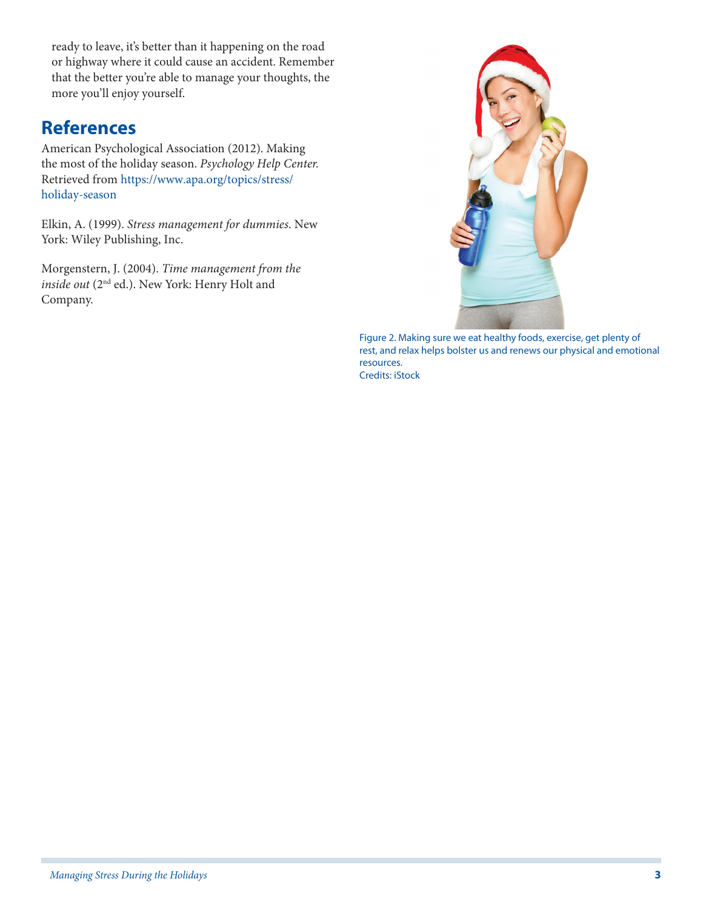ready to leave, it's better than it happening on the road or highway where it could cause an accident. Remember that the better you're able to manage your thoughts, the more you'll enjoy yourself.

## References

American Psychological Association (2012). Making the most of the holiday season. *Psychology Help Center.* Retrieved from https://www.apa.org/topics/stress/holiday-season

Elkin, A. (1999). *Stress management for dummies*. New York: Wiley Publishing, Inc.

Morgenstern, J. (2004). *Time management from the inside out* (2nd ed.). New York: Henry Holt and Company.

Figure 2. Making sure we eat healthy foods, exercise, get plenty of rest, and relax helps bolster us and renews our physical and emotional resources.
Credits: iStock